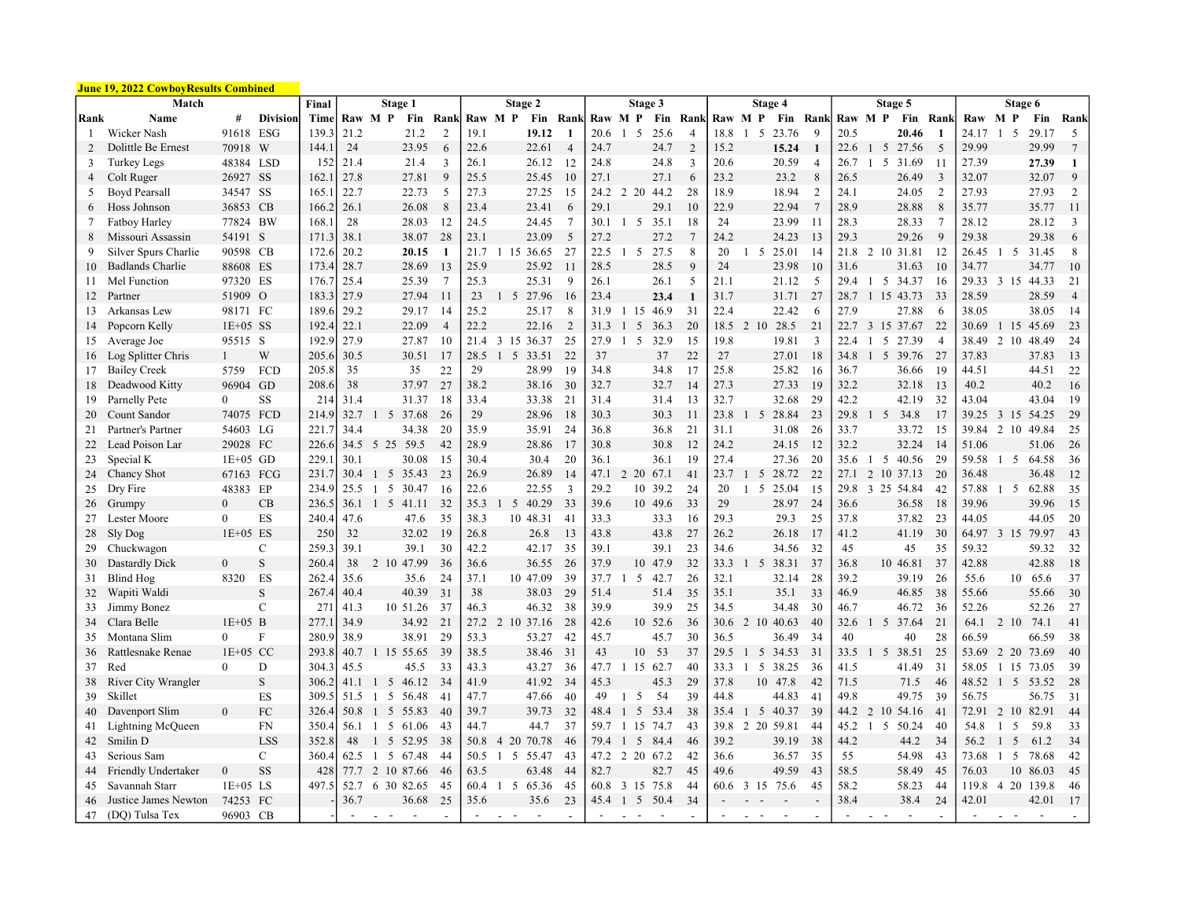**June 19, 2022 CowboyResults Combined**

| Match | | | | Final | Stage 1 | | | | | Stage 2 | | | | | Stage 3 | | | | | Stage 4 | | | | | Stage 5 | | | | | Stage 6 | | | | |
|---|---|---|---|---|---|---|---|---|---|---|---|---|---|---|---|---|---|---|---|---|---|---|---|---|---|---|---|---|---|---|---|---|---|---|
| Rank | Name | # | Division | Time | Raw | M | P | Fin | Rank | Raw | M | P | Fin | Rank | Raw | M | P | Fin | Rank | Raw | M | P | Fin | Rank | Raw | M | P | Fin | Rank | Raw | M | P | Fin | Rank |
| 1 | Wicker Nash | 91618 | ESG | 139.3 | 21.2 | | | 21.2 | 2 | 19.1 | | | **19.12** | **1** | 20.6 | 1 | 5 | 25.6 | 4 | 18.8 | 1 | 5 | 23.76 | 9 | 20.5 | | | **20.46** | **1** | 24.17 | 1 | 5 | 29.17 | 5 |
| 2 | Dolittle Be Ernest | 70918 | W | 144.1 | 24 | | | 23.95 | 6 | 22.6 | | | 22.61 | 4 | 24.7 | | | 24.7 | 2 | 15.2 | | | **15.24** | **1** | 22.6 | 1 | 5 | 27.56 | 5 | 29.99 | | | 29.99 | 7 |
| 3 | Turkey Legs | 48384 | LSD | 152 | 21.4 | | | 21.4 | 3 | 26.1 | | | 26.12 | 12 | 24.8 | | | 24.8 | 3 | 20.6 | | | 20.59 | 4 | 26.7 | 1 | 5 | 31.69 | 11 | 27.39 | | | **27.39** | **1** |
| 4 | Colt Ruger | 26927 | SS | 162.1 | 27.8 | | | 27.81 | 9 | 25.5 | | | 25.45 | 10 | 27.1 | | | 27.1 | 6 | 23.2 | | | 23.2 | 8 | 26.5 | | | 26.49 | 3 | 32.07 | | | 32.07 | 9 |
| 5 | Boyd Pearsall | 34547 | SS | 165.1 | 22.7 | | | 22.73 | 5 | 27.3 | | | 27.25 | 15 | 24.2 | 2 | 20 | 44.2 | 28 | 18.9 | | | 18.94 | 2 | 24.1 | | | 24.05 | 2 | 27.93 | | | 27.93 | 2 |
| 6 | Hoss Johnson | 36853 | CB | 166.2 | 26.1 | | | 26.08 | 8 | 23.4 | | | 23.41 | 6 | 29.1 | | | 29.1 | 10 | 22.9 | | | 22.94 | 7 | 28.9 | | | 28.88 | 8 | 35.77 | | | 35.77 | 11 |
| 7 | Fatboy Harley | 77824 | BW | 168.1 | 28 | | | 28.03 | 12 | 24.5 | | | 24.45 | 7 | 30.1 | 1 | 5 | 35.1 | 18 | 24 | | | 23.99 | 11 | 28.3 | | | 28.33 | 7 | 28.12 | | | 28.12 | 3 |
| 8 | Missouri Assassin | 54191 | S | 171.3 | 38.1 | | | 38.07 | 28 | 23.1 | | | 23.09 | 5 | 27.2 | | | 27.2 | 7 | 24.2 | | | 24.23 | 13 | 29.3 | | | 29.26 | 9 | 29.38 | | | 29.38 | 6 |
| 9 | Silver Spurs Charlie | 90598 | CB | 172.6 | 20.2 | | | **20.15** | **1** | 21.7 | 1 | 15 | 36.65 | 27 | 22.5 | 1 | 5 | 27.5 | 8 | 20 | 1 | 5 | 25.01 | 14 | 21.8 | 2 | 10 | 31.81 | 12 | 26.45 | 1 | 5 | 31.45 | 8 |
| 10 | Badlands Charlie | 88608 | ES | 173.4 | 28.7 | | | 28.69 | 13 | 25.9 | | | 25.92 | 11 | 28.5 | | | 28.5 | 9 | 24 | | | 23.98 | 10 | 31.6 | | | 31.63 | 10 | 34.77 | | | 34.77 | 10 |
| 11 | Mel Function | 97320 | ES | 176.7 | 25.4 | | | 25.39 | 7 | 25.3 | | | 25.31 | 9 | 26.1 | | | 26.1 | 5 | 21.1 | | | 21.12 | 5 | 29.4 | 1 | 5 | 34.37 | 16 | 29.33 | 3 | 15 | 44.33 | 21 |
| 12 | Partner | 51909 | O | 183.3 | 27.9 | | | 27.94 | 11 | 23 | 1 | 5 | 27.96 | 16 | 23.4 | | | **23.4** | **1** | 31.7 | | | 31.71 | 27 | 28.7 | 1 | 15 | 43.73 | 33 | 28.59 | | | 28.59 | 4 |
| 13 | Arkansas Lew | 98171 | FC | 189.6 | 29.2 | | | 29.17 | 14 | 25.2 | | | 25.17 | 8 | 31.9 | 1 | 15 | 46.9 | 31 | 22.4 | | | 22.42 | 6 | 27.9 | | | 27.88 | 6 | 38.05 | | | 38.05 | 14 |
| 14 | Popcorn Kelly | 1E+05 | SS | 192.4 | 22.1 | | | 22.09 | 4 | 22.2 | | | 22.16 | 2 | 31.3 | 1 | 5 | 36.3 | 20 | 18.5 | 2 | 10 | 28.5 | 21 | 22.7 | 3 | 15 | 37.67 | 22 | 30.69 | 1 | 15 | 45.69 | 23 |
| 15 | Average Joe | 95515 | S | 192.9 | 27.9 | | | 27.87 | 10 | 21.4 | 3 | 15 | 36.37 | 25 | 27.9 | 1 | 5 | 32.9 | 15 | 19.8 | | | 19.81 | 3 | 22.4 | 1 | 5 | 27.39 | 4 | 38.49 | 2 | 10 | 48.49 | 24 |
| 16 | Log Splitter Chris | 1 | W | 205.6 | 30.5 | | | 30.51 | 17 | 28.5 | 1 | 5 | 33.51 | 22 | 37 | | | 37 | 22 | 27 | | | 27.01 | 18 | 34.8 | 1 | 5 | 39.76 | 27 | 37.83 | | | 37.83 | 13 |
| 17 | Bailey Creek | 5759 | FCD | 205.8 | 35 | | | 35 | 22 | 29 | | | 28.99 | 19 | 34.8 | | | 34.8 | 17 | 25.8 | | | 25.82 | 16 | 36.7 | | | 36.66 | 19 | 44.51 | | | 44.51 | 22 |
| 18 | Deadwood Kitty | 96904 | GD | 208.6 | 38 | | | 37.97 | 27 | 38.2 | | | 38.16 | 30 | 32.7 | | | 32.7 | 14 | 27.3 | | | 27.33 | 19 | 32.2 | | | 32.18 | 13 | 40.2 | | | 40.2 | 16 |
| 19 | Parnelly Pete | 0 | SS | 214 | 31.4 | | | 31.37 | 18 | 33.4 | | | 33.38 | 21 | 31.4 | | | 31.4 | 13 | 32.7 | | | 32.68 | 29 | 42.2 | | | 42.19 | 32 | 43.04 | | | 43.04 | 19 |
| 20 | Count Sandor | 74075 | FCD | 214.9 | 32.7 | 1 | 5 | 37.68 | 26 | 29 | | | 28.96 | 18 | 30.3 | | | 30.3 | 11 | 23.8 | 1 | 5 | 28.84 | 23 | 29.8 | 1 | 5 | 34.8 | 17 | 39.25 | 3 | 15 | 54.25 | 29 |
| 21 | Partner's Partner | 54603 | LG | 221.7 | 34.4 | | | 34.38 | 20 | 35.9 | | | 35.91 | 24 | 36.8 | | | 36.8 | 21 | 31.1 | | | 31.08 | 26 | 33.7 | | | 33.72 | 15 | 39.84 | 2 | 10 | 49.84 | 25 |
| 22 | Lead Poison Lar | 29028 | FC | 226.6 | 34.5 | 5 | 25 | 59.5 | 42 | 28.9 | | | 28.86 | 17 | 30.8 | | | 30.8 | 12 | 24.2 | | | 24.15 | 12 | 32.2 | | | 32.24 | 14 | 51.06 | | | 51.06 | 26 |
| 23 | Special K | 1E+05 | GD | 229.1 | 30.1 | | | 30.08 | 15 | 30.4 | | | 30.4 | 20 | 36.1 | | | 36.1 | 19 | 27.4 | | | 27.36 | 20 | 35.6 | 1 | 5 | 40.56 | 29 | 59.58 | 1 | 5 | 64.58 | 36 |
| 24 | Chancy Shot | 67163 | FCG | 231.7 | 30.4 | 1 | 5 | 35.43 | 23 | 26.9 | | | 26.89 | 14 | 47.1 | 2 | 20 | 67.1 | 41 | 23.7 | 1 | 5 | 28.72 | 22 | 27.1 | 2 | 10 | 37.13 | 20 | 36.48 | | | 36.48 | 12 |
| 25 | Dry Fire | 48383 | EP | 234.9 | 25.5 | 1 | 5 | 30.47 | 16 | 22.6 | | | 22.55 | 3 | 29.2 | | 10 | 39.2 | 24 | 20 | 1 | 5 | 25.04 | 15 | 29.8 | 3 | 25 | 54.84 | 42 | 57.88 | 1 | 5 | 62.88 | 35 |
| 26 | Grumpy | 0 | CB | 236.5 | 36.1 | 1 | 5 | 41.11 | 32 | 35.3 | 1 | 5 | 40.29 | 33 | 39.6 | | 10 | 49.6 | 33 | 29 | | | 28.97 | 24 | 36.6 | | | 36.58 | 18 | 39.96 | | | 39.96 | 15 |
| 27 | Lester Moore | 0 | ES | 240.4 | 47.6 | | | 47.6 | 35 | 38.3 | | 10 | 48.31 | 41 | 33.3 | | | 33.3 | 16 | 29.3 | | | 29.3 | 25 | 37.8 | | | 37.82 | 23 | 44.05 | | | 44.05 | 20 |
| 28 | Sly Dog | 1E+05 | ES | 250 | 32 | | | 32.02 | 19 | 26.8 | | | 26.8 | 13 | 43.8 | | | 43.8 | 27 | 26.2 | | | 26.18 | 17 | 41.2 | | | 41.19 | 30 | 64.97 | 3 | 15 | 79.97 | 43 |
| 29 | Chuckwagon | | C | 259.3 | 39.1 | | | 39.1 | 30 | 42.2 | | | 42.17 | 35 | 39.1 | | | 39.1 | 23 | 34.6 | | | 34.56 | 32 | 45 | | | 45 | 35 | 59.32 | | | 59.32 | 32 |
| 30 | Dastardly Dick | 0 | S | 260.4 | 38 | 2 | 10 | 47.99 | 36 | 36.6 | | | 36.55 | 26 | 37.9 | | 10 | 47.9 | 32 | 33.3 | 1 | 5 | 38.31 | 37 | 36.8 | | 10 | 46.81 | 37 | 42.88 | | | 42.88 | 18 |
| 31 | Blind Hog | 8320 | ES | 262.4 | 35.6 | | | 35.6 | 24 | 37.1 | | 10 | 47.09 | 39 | 37.7 | 1 | 5 | 42.7 | 26 | 32.1 | | | 32.14 | 28 | 39.2 | | | 39.19 | 26 | 55.6 | | 10 | 65.6 | 37 |
| 32 | Wapiti Waldi | | S | 267.4 | 40.4 | | | 40.39 | 31 | 38 | | | 38.03 | 29 | 51.4 | | | 51.4 | 35 | 35.1 | | | 35.1 | 33 | 46.9 | | | 46.85 | 38 | 55.66 | | | 55.66 | 30 |
| 33 | Jimmy Bonez | | C | 271 | 41.3 | | 10 | 51.26 | 37 | 46.3 | | | 46.32 | 38 | 39.9 | | | 39.9 | 25 | 34.5 | | | 34.48 | 30 | 46.7 | | | 46.72 | 36 | 52.26 | | | 52.26 | 27 |
| 34 | Clara Belle | 1E+05 | B | 277.1 | 34.9 | | | 34.92 | 21 | 27.2 | 2 | 10 | 37.16 | 28 | 42.6 | | 10 | 52.6 | 36 | 30.6 | 2 | 10 | 40.63 | 40 | 32.6 | 1 | 5 | 37.64 | 21 | 64.1 | 2 | 10 | 74.1 | 41 |
| 35 | Montana Slim | 0 | F | 280.9 | 38.9 | | | 38.91 | 29 | 53.3 | | | 53.27 | 42 | 45.7 | | | 45.7 | 30 | 36.5 | | | 36.49 | 34 | 40 | | | 40 | 28 | 66.59 | | | 66.59 | 38 |
| 36 | Rattlesnake Renae | 1E+05 | CC | 293.8 | 40.7 | 1 | 15 | 55.65 | 39 | 38.5 | | | 38.46 | 31 | 43 | | 10 | 53 | 37 | 29.5 | 1 | 5 | 34.53 | 31 | 33.5 | 1 | 5 | 38.51 | 25 | 53.69 | 2 | 20 | 73.69 | 40 |
| 37 | Red | 0 | D | 304.3 | 45.5 | | | 45.5 | 33 | 43.3 | | | 43.27 | 36 | 47.7 | 1 | 15 | 62.7 | 40 | 33.3 | 1 | 5 | 38.25 | 36 | 41.5 | | | 41.49 | 31 | 58.05 | 1 | 15 | 73.05 | 39 |
| 38 | River City Wrangler | | S | 306.2 | 41.1 | 1 | 5 | 46.12 | 34 | 41.9 | | | 41.92 | 34 | 45.3 | | | 45.3 | 29 | 37.8 | | 10 | 47.8 | 42 | 71.5 | | | 71.5 | 46 | 48.52 | 1 | 5 | 53.52 | 28 |
| 39 | Skillet | | ES | 309.5 | 51.5 | 1 | 5 | 56.48 | 41 | 47.7 | | | 47.66 | 40 | 49 | 1 | 5 | 54 | 39 | 44.8 | | | 44.83 | 41 | 49.8 | | | 49.75 | 39 | 56.75 | | | 56.75 | 31 |
| 40 | Davenport Slim | 0 | FC | 326.4 | 50.8 | 1 | 5 | 55.83 | 40 | 39.7 | | | 39.73 | 32 | 48.4 | 1 | 5 | 53.4 | 38 | 35.4 | 1 | 5 | 40.37 | 39 | 44.2 | 2 | 10 | 54.16 | 41 | 72.91 | 2 | 10 | 82.91 | 44 |
| 41 | Lightning McQueen | | FN | 350.4 | 56.1 | 1 | 5 | 61.06 | 43 | 44.7 | | | 44.7 | 37 | 59.7 | 1 | 15 | 74.7 | 43 | 39.8 | 2 | 20 | 59.81 | 44 | 45.2 | 1 | 5 | 50.24 | 40 | 54.8 | 1 | 5 | 59.8 | 33 |
| 42 | Smilin D | | LSS | 352.8 | 48 | 1 | 5 | 52.95 | 38 | 50.8 | 4 | 20 | 70.78 | 46 | 79.4 | 1 | 5 | 84.4 | 46 | 39.2 | | | 39.19 | 38 | 44.2 | | | 44.2 | 34 | 56.2 | 1 | 5 | 61.2 | 34 |
| 43 | Serious Sam | | C | 360.4 | 62.5 | 1 | 5 | 67.48 | 44 | 50.5 | 1 | 5 | 55.47 | 43 | 47.2 | 2 | 20 | 67.2 | 42 | 36.6 | | | 36.57 | 35 | 55 | | | 54.98 | 43 | 73.68 | 1 | 5 | 78.68 | 42 |
| 44 | Friendly Undertaker | 0 | SS | 428 | 77.7 | 2 | 10 | 87.66 | 46 | 63.5 | | | 63.48 | 44 | 82.7 | | | 82.7 | 45 | 49.6 | | | 49.59 | 43 | 58.5 | | | 58.49 | 45 | 76.03 | | 10 | 86.03 | 45 |
| 45 | Savannah Starr | 1E+05 | LS | 497.5 | 52.7 | 6 | 30 | 82.65 | 45 | 60.4 | 1 | 5 | 65.36 | 45 | 60.8 | 3 | 15 | 75.8 | 44 | 60.6 | 3 | 15 | 75.6 | 45 | 58.2 | | | 58.23 | 44 | 119.8 | 4 | 20 | 139.8 | 46 |
| 46 | Justice James Newton | 74253 | FC | - | 36.7 | | | 36.68 | 25 | 35.6 | | | 35.6 | 23 | 45.4 | 1 | 5 | 50.4 | 34 | - | - | - | - | - | 38.4 | | | 38.4 | 24 | 42.01 | | | 42.01 | 17 |
| 47 | (DQ) Tulsa Tex | 96903 | CB | - | - | - | - | - | - | - | - | - | - | - | - | - | - | - | - | - | - | - | - | - | - | - | - | - | - | - | - | - | - | - |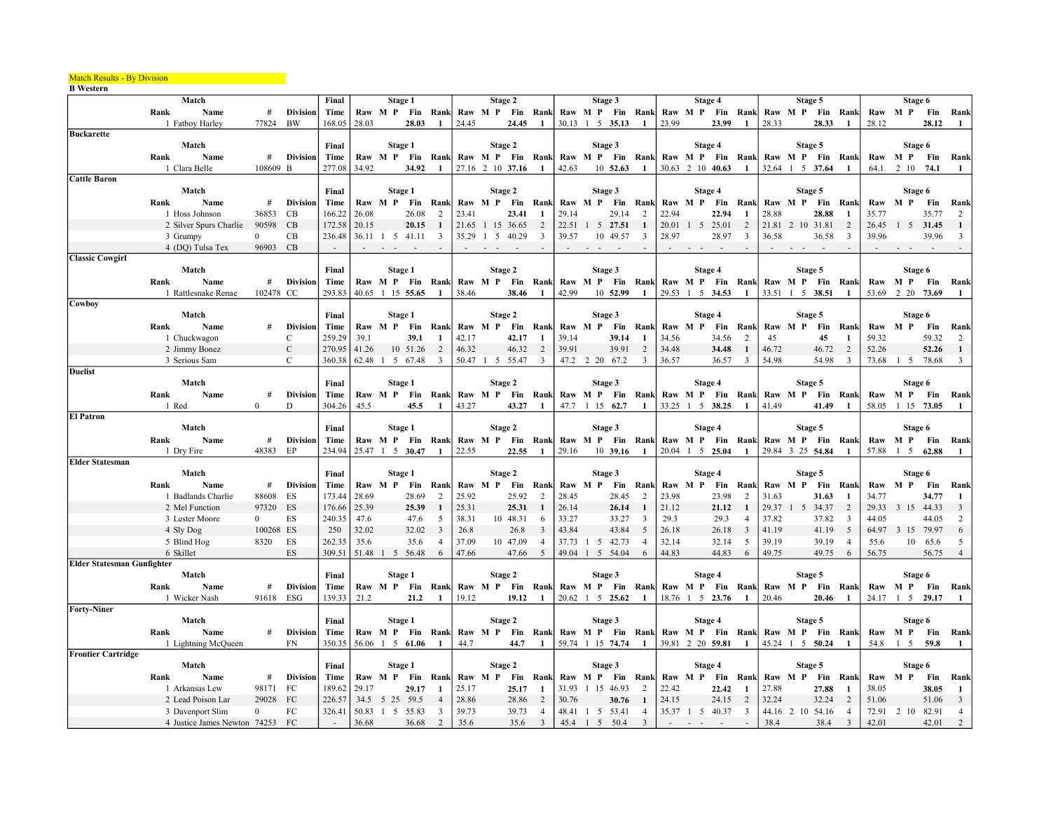Match Results - By Division

**B Western**

| Match Rank | Name | # | Division | Final Time | S1 Raw | S1 M | S1 P | S1 Fin | S1 Rank | S2 Raw | S2 M | S2 P | S2 Fin | S2 Rank | S3 Raw | S3 M | S3 P | S3 Fin | S3 Rank | S4 Raw | S4 M | S4 P | S4 Fin | S4 Rank | S5 Raw | S5 M | S5 P | S5 Fin | S5 Rank | S6 Raw | S6 M | S6 P | S6 Fin | S6 Rank |
|---|---|---|---|---|---|---|---|---|---|---|---|---|---|---|---|---|---|---|---|---|---|---|---|---|---|---|---|---|---|---|---|---|---|---|
| 1 | Fatboy Harley | 77824 | BW | 168.05 | 28.03 | | | **28.03** | **1** | 24.45 | | | **24.45** | **1** | 30.13 | 1 | 5 | **35.13** | **1** | 23.99 | | | **23.99** | **1** | 28.33 | | | **28.33** | **1** | 28.12 | | | **28.12** | **1** |

**Buckarette**

| Match Rank | Name | # | Division | Final Time | S1 Raw | S1 M | S1 P | S1 Fin | S1 Rank | S2 Raw | S2 M | S2 P | S2 Fin | S2 Rank | S3 Raw | S3 M | S3 P | S3 Fin | S3 Rank | S4 Raw | S4 M | S4 P | S4 Fin | S4 Rank | S5 Raw | S5 M | S5 P | S5 Fin | S5 Rank | S6 Raw | S6 M | S6 P | S6 Fin | S6 Rank |
|---|---|---|---|---|---|---|---|---|---|---|---|---|---|---|---|---|---|---|---|---|---|---|---|---|---|---|---|---|---|---|---|---|---|---|
| 1 | Clara Belle | 108609 | B | 277.08 | 34.92 | | | **34.92** | **1** | 27.16 | 2 | 10 | **37.16** | **1** | 42.63 | | 10 | **52.63** | **1** | 30.63 | 2 | 10 | **40.63** | **1** | 32.64 | 1 | 5 | **37.64** | **1** | 64.1 | 2 | 10 | **74.1** | **1** |

**Cattle Baron**

| Match Rank | Name | # | Division | Final Time | S1 Raw | S1 M | S1 P | S1 Fin | S1 Rank | S2 Raw | S2 M | S2 P | S2 Fin | S2 Rank | S3 Raw | S3 M | S3 P | S3 Fin | S3 Rank | S4 Raw | S4 M | S4 P | S4 Fin | S4 Rank | S5 Raw | S5 M | S5 P | S5 Fin | S5 Rank | S6 Raw | S6 M | S6 P | S6 Fin | S6 Rank |
|---|---|---|---|---|---|---|---|---|---|---|---|---|---|---|---|---|---|---|---|---|---|---|---|---|---|---|---|---|---|---|---|---|---|---|
| 1 | Hoss Johnson | 36853 | CB | 166.22 | 26.08 | | | 26.08 | 2 | 23.41 | | | **23.41** | **1** | 29.14 | | | 29.14 | 2 | 22.94 | | | **22.94** | **1** | 28.88 | | | **28.88** | **1** | 35.77 | | | 35.77 | 2 |
| 2 | Silver Spurs Charlie | 90598 | CB | 172.58 | 20.15 | | | **20.15** | **1** | 21.65 | 1 | 15 | 36.65 | 2 | 22.51 | 1 | 5 | **27.51** | **1** | 20.01 | 1 | 5 | 25.01 | 2 | 21.81 | 2 | 10 | 31.81 | 2 | 26.45 | 1 | 5 | **31.45** | **1** |
| 3 | Grumpy | 0 | CB | 236.48 | 36.11 | 1 | 5 | 41.11 | 3 | 35.29 | 1 | 5 | 40.29 | 3 | 39.57 | | 10 | 49.57 | 3 | 28.97 | | | 28.97 | 3 | 36.58 | | | 36.58 | 3 | 39.96 | | | 39.96 | 3 |
| 4 | (DQ) Tulsa Tex | 96903 | CB | - | - | - | - | - | - | - | - | - | - | - | - | - | - | - | - | - | - | - | - | - | - | - | - | - | - | - | - | - | - | - |

**Classic Cowgirl**

| Match Rank | Name | # | Division | Final Time | S1 Raw | S1 M | S1 P | S1 Fin | S1 Rank | S2 Raw | S2 M | S2 P | S2 Fin | S2 Rank | S3 Raw | S3 M | S3 P | S3 Fin | S3 Rank | S4 Raw | S4 M | S4 P | S4 Fin | S4 Rank | S5 Raw | S5 M | S5 P | S5 Fin | S5 Rank | S6 Raw | S6 M | S6 P | S6 Fin | S6 Rank |
|---|---|---|---|---|---|---|---|---|---|---|---|---|---|---|---|---|---|---|---|---|---|---|---|---|---|---|---|---|---|---|---|---|---|---|
| 1 | Rattlesnake Renae | 102478 | CC | 293.83 | 40.65 | 1 | 15 | **55.65** | **1** | 38.46 | | | **38.46** | **1** | 42.99 | | 10 | **52.99** | **1** | 29.53 | 1 | 5 | **34.53** | **1** | 33.51 | 1 | 5 | **38.51** | **1** | 53.69 | 2 | 20 | **73.69** | **1** |

**Cowboy**

| Match Rank | Name | # | Division | Final Time | S1 Raw | S1 M | S1 P | S1 Fin | S1 Rank | S2 Raw | S2 M | S2 P | S2 Fin | S2 Rank | S3 Raw | S3 M | S3 P | S3 Fin | S3 Rank | S4 Raw | S4 M | S4 P | S4 Fin | S4 Rank | S5 Raw | S5 M | S5 P | S5 Fin | S5 Rank | S6 Raw | S6 M | S6 P | S6 Fin | S6 Rank |
|---|---|---|---|---|---|---|---|---|---|---|---|---|---|---|---|---|---|---|---|---|---|---|---|---|---|---|---|---|---|---|---|---|---|---|
| 1 | Chuckwagon | | C | 259.29 | 39.1 | | | **39.1** | **1** | 42.17 | | | **42.17** | **1** | 39.14 | | | **39.14** | **1** | 34.56 | | | 34.56 | 2 | 45 | | | **45** | **1** | 59.32 | | | 59.32 | 2 |
| 2 | Jimmy Bonez | | C | 270.95 | 41.26 | | 10 | 51.26 | 2 | 46.32 | | | 46.32 | 2 | 39.91 | | | 39.91 | 2 | 34.48 | | | **34.48** | **1** | 46.72 | | | 46.72 | 2 | 52.26 | | | **52.26** | **1** |
| 3 | Serious Sam | | C | 360.38 | 62.48 | 1 | 5 | 67.48 | 3 | 50.47 | 1 | 5 | 55.47 | 3 | 47.2 | 2 | 20 | 67.2 | 3 | 36.57 | | | 36.57 | 3 | 54.98 | | | 54.98 | 3 | 73.68 | 1 | 5 | 78.68 | 3 |

**Duelist**

| Match Rank | Name | # | Division | Final Time | S1 Raw | S1 M | S1 P | S1 Fin | S1 Rank | S2 Raw | S2 M | S2 P | S2 Fin | S2 Rank | S3 Raw | S3 M | S3 P | S3 Fin | S3 Rank | S4 Raw | S4 M | S4 P | S4 Fin | S4 Rank | S5 Raw | S5 M | S5 P | S5 Fin | S5 Rank | S6 Raw | S6 M | S6 P | S6 Fin | S6 Rank |
|---|---|---|---|---|---|---|---|---|---|---|---|---|---|---|---|---|---|---|---|---|---|---|---|---|---|---|---|---|---|---|---|---|---|---|
| 1 | Red | 0 | D | 304.26 | 45.5 | | | **45.5** | **1** | 43.27 | | | **43.27** | **1** | 47.7 | 1 | 15 | **62.7** | **1** | 33.25 | 1 | 5 | **38.25** | **1** | 41.49 | | | **41.49** | **1** | 58.05 | 1 | 15 | **73.05** | **1** |

**El Patron**

| Match Rank | Name | # | Division | Final Time | S1 Raw | S1 M | S1 P | S1 Fin | S1 Rank | S2 Raw | S2 M | S2 P | S2 Fin | S2 Rank | S3 Raw | S3 M | S3 P | S3 Fin | S3 Rank | S4 Raw | S4 M | S4 P | S4 Fin | S4 Rank | S5 Raw | S5 M | S5 P | S5 Fin | S5 Rank | S6 Raw | S6 M | S6 P | S6 Fin | S6 Rank |
|---|---|---|---|---|---|---|---|---|---|---|---|---|---|---|---|---|---|---|---|---|---|---|---|---|---|---|---|---|---|---|---|---|---|---|
| 1 | Dry Fire | 48383 | EP | 234.94 | 25.47 | 1 | 5 | **30.47** | **1** | 22.55 | | | **22.55** | **1** | 29.16 | | 10 | **39.16** | **1** | 20.04 | 1 | 5 | **25.04** | **1** | 29.84 | 3 | 25 | **54.84** | **1** | 57.88 | 1 | 5 | **62.88** | **1** |

**Elder Statesman**

| Match Rank | Name | # | Division | Final Time | S1 Raw | S1 M | S1 P | S1 Fin | S1 Rank | S2 Raw | S2 M | S2 P | S2 Fin | S2 Rank | S3 Raw | S3 M | S3 P | S3 Fin | S3 Rank | S4 Raw | S4 M | S4 P | S4 Fin | S4 Rank | S5 Raw | S5 M | S5 P | S5 Fin | S5 Rank | S6 Raw | S6 M | S6 P | S6 Fin | S6 Rank |
|---|---|---|---|---|---|---|---|---|---|---|---|---|---|---|---|---|---|---|---|---|---|---|---|---|---|---|---|---|---|---|---|---|---|---|
| 1 | Badlands Charlie | 88608 | ES | 173.44 | 28.69 | | | 28.69 | 2 | 25.92 | | | 25.92 | 2 | 28.45 | | | 28.45 | 2 | 23.98 | | | 23.98 | 2 | 31.63 | | | **31.63** | **1** | 34.77 | | | **34.77** | **1** |
| 2 | Mel Function | 97320 | ES | 176.66 | 25.39 | | | **25.39** | **1** | 25.31 | | | **25.31** | **1** | 26.14 | | | **26.14** | **1** | 21.12 | | | **21.12** | **1** | 29.37 | 1 | 5 | 34.37 | 2 | 29.33 | 3 | 15 | 44.33 | 3 |
| 3 | Lester Moore | 0 | ES | 240.35 | 47.6 | | | 47.6 | 5 | 38.31 | | 10 | 48.31 | 6 | 33.27 | | | 33.27 | 3 | 29.3 | | | 29.3 | 4 | 37.82 | | | 37.82 | 3 | 44.05 | | | 44.05 | 2 |
| 4 | Sly Dog | 100268 | ES | 250 | 32.02 | | | 32.02 | 3 | 26.8 | | | 26.8 | 3 | 43.84 | | | 43.84 | 5 | 26.18 | | | 26.18 | 3 | 41.19 | | | 41.19 | 5 | 64.97 | 3 | 15 | 79.97 | 6 |
| 5 | Blind Hog | 8320 | ES | 262.35 | 35.6 | | | 35.6 | 4 | 37.09 | | 10 | 47.09 | 4 | 37.73 | 1 | 5 | 42.73 | 4 | 32.14 | | | 32.14 | 5 | 39.19 | | | 39.19 | 4 | 55.6 | | 10 | 65.6 | 5 |
| 6 | Skillet | | ES | 309.51 | 51.48 | 1 | 5 | 56.48 | 6 | 47.66 | | | 47.66 | 5 | 49.04 | 1 | 5 | 54.04 | 6 | 44.83 | | | 44.83 | 6 | 49.75 | | | 49.75 | 6 | 56.75 | | | 56.75 | 4 |

**Elder Statesman Gunfighter**

| Match Rank | Name | # | Division | Final Time | S1 Raw | S1 M | S1 P | S1 Fin | S1 Rank | S2 Raw | S2 M | S2 P | S2 Fin | S2 Rank | S3 Raw | S3 M | S3 P | S3 Fin | S3 Rank | S4 Raw | S4 M | S4 P | S4 Fin | S4 Rank | S5 Raw | S5 M | S5 P | S5 Fin | S5 Rank | S6 Raw | S6 M | S6 P | S6 Fin | S6 Rank |
|---|---|---|---|---|---|---|---|---|---|---|---|---|---|---|---|---|---|---|---|---|---|---|---|---|---|---|---|---|---|---|---|---|---|---|
| 1 | Wicker Nash | 91618 | ESG | 139.33 | 21.2 | | | **21.2** | **1** | 19.12 | | | **19.12** | **1** | 20.62 | 1 | 5 | **25.62** | **1** | 18.76 | 1 | 5 | **23.76** | **1** | 20.46 | | | **20.46** | **1** | 24.17 | 1 | 5 | **29.17** | **1** |

**Forty-Niner**

| Match Rank | Name | # | Division | Final Time | S1 Raw | S1 M | S1 P | S1 Fin | S1 Rank | S2 Raw | S2 M | S2 P | S2 Fin | S2 Rank | S3 Raw | S3 M | S3 P | S3 Fin | S3 Rank | S4 Raw | S4 M | S4 P | S4 Fin | S4 Rank | S5 Raw | S5 M | S5 P | S5 Fin | S5 Rank | S6 Raw | S6 M | S6 P | S6 Fin | S6 Rank |
|---|---|---|---|---|---|---|---|---|---|---|---|---|---|---|---|---|---|---|---|---|---|---|---|---|---|---|---|---|---|---|---|---|---|---|
| 1 | Lightning McQueen | | FN | 350.35 | 56.06 | 1 | 5 | **61.06** | **1** | 44.7 | | | **44.7** | **1** | 59.74 | 1 | 15 | **74.74** | **1** | 39.81 | 2 | 20 | **59.81** | **1** | 45.24 | 1 | 5 | **50.24** | **1** | 54.8 | 1 | 5 | **59.8** | **1** |

**Frontier Cartridge**

| Match Rank | Name | # | Division | Final Time | S1 Raw | S1 M | S1 P | S1 Fin | S1 Rank | S2 Raw | S2 M | S2 P | S2 Fin | S2 Rank | S3 Raw | S3 M | S3 P | S3 Fin | S3 Rank | S4 Raw | S4 M | S4 P | S4 Fin | S4 Rank | S5 Raw | S5 M | S5 P | S5 Fin | S5 Rank | S6 Raw | S6 M | S6 P | S6 Fin | S6 Rank |
|---|---|---|---|---|---|---|---|---|---|---|---|---|---|---|---|---|---|---|---|---|---|---|---|---|---|---|---|---|---|---|---|---|---|---|
| 1 | Arkansas Lew | 98171 | FC | 189.62 | 29.17 | | | **29.17** | **1** | 25.17 | | | **25.17** | **1** | 31.93 | 1 | 15 | 46.93 | 2 | 22.42 | | | **22.42** | **1** | 27.88 | | | **27.88** | **1** | 38.05 | | | **38.05** | **1** |
| 2 | Lead Poison Lar | 29028 | FC | 226.57 | 34.5 | 5 | 25 | 59.5 | 4 | 28.86 | | | 28.86 | 2 | 30.76 | | | **30.76** | **1** | 24.15 | | | 24.15 | 2 | 32.24 | | | 32.24 | 2 | 51.06 | | | 51.06 | 3 |
| 3 | Davenport Slim | 0 | FC | 326.41 | 50.83 | 1 | 5 | 55.83 | 3 | 39.73 | | | 39.73 | 4 | 48.41 | 1 | 5 | 53.41 | 4 | 35.37 | 1 | 5 | 40.37 | 3 | 44.16 | 2 | 10 | 54.16 | 4 | 72.91 | 2 | 10 | 82.91 | 4 |
| 4 | Justice James Newton | 74253 | FC | - | 36.68 | | | 36.68 | 2 | 35.6 | | | 35.6 | 3 | 45.4 | 1 | 5 | 50.4 | 3 | - | - | - | - | - | 38.4 | | | 38.4 | 3 | 42.01 | | | 42.01 | 2 |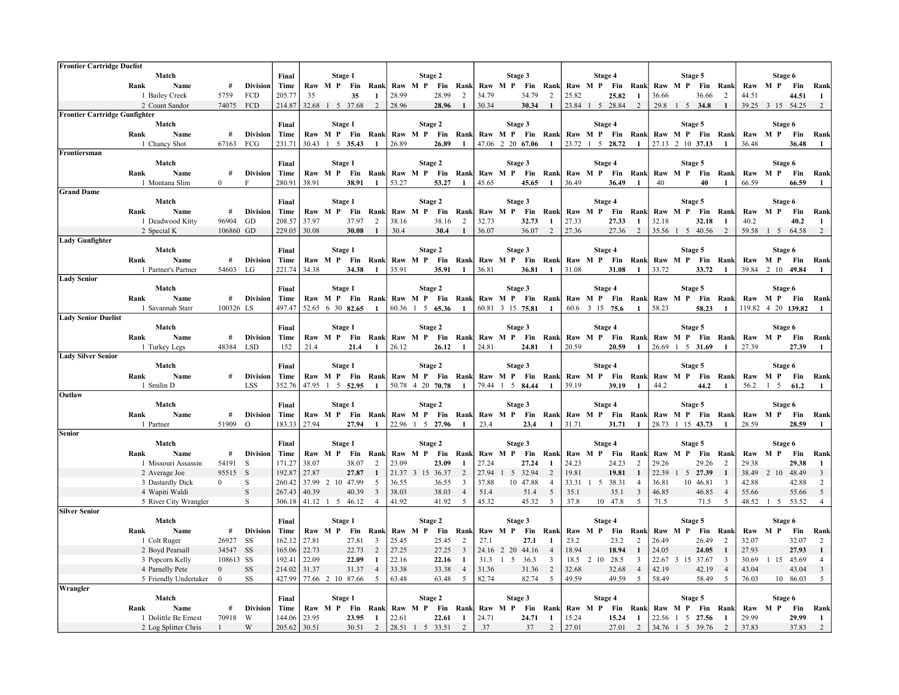## Frontier Cartridge Duelist

| Rank | Name | # | Division | Final Time | Stage 1 Raw | M | P | Fin | Rank | Stage 2 Raw | M | P | Fin | Rank | Stage 3 Raw | M | P | Fin | Rank | Stage 4 Raw | M | P | Fin | Rank | Stage 5 Raw | M | P | Fin | Rank | Stage 6 Raw | M | P | Fin | Rank |
|---|---|---|---|---|---|---|---|---|---|---|---|---|---|---|---|---|---|---|---|---|---|---|---|---|---|---|---|---|---|---|---|---|---|---|
| 1 | Bailey Creek | 5759 | FCD | 205.77 | 35 | | | **35** | 1 | 28.99 | | | 28.99 | 2 | 34.79 | | | 34.79 | 2 | 25.82 | | | **25.82** | 1 | 36.66 | | | 36.66 | 2 | 44.51 | | | **44.51** | 1 |
| 2 | Count Sandor | 74075 | FCD | 214.87 | 32.68 | 1 | 5 | 37.68 | 2 | 28.96 | | | **28.96** | 1 | 30.34 | | | **30.34** | 1 | 23.84 | 1 | 5 | 28.84 | 2 | 29.8 | 1 | 5 | **34.8** | 1 | 39.25 | 3 | 15 | 54.25 | 2 |

## Frontier Cartridge Gunfighter

| Rank | Name | # | Division | Final Time | Stage 1 Raw | M | P | Fin | Rank | Stage 2 Raw | M | P | Fin | Rank | Stage 3 Raw | M | P | Fin | Rank | Stage 4 Raw | M | P | Fin | Rank | Stage 5 Raw | M | P | Fin | Rank | Stage 6 Raw | M | P | Fin | Rank |
|---|---|---|---|---|---|---|---|---|---|---|---|---|---|---|---|---|---|---|---|---|---|---|---|---|---|---|---|---|---|---|---|---|---|---|
| 1 | Chancy Shot | 67163 | FCG | 231.71 | 30.43 | 1 | 5 | **35.43** | 1 | 26.89 | | | **26.89** | 1 | 47.06 | 2 | 20 | **67.06** | 1 | 23.72 | 1 | 5 | **28.72** | 1 | 27.13 | 2 | 10 | **37.13** | 1 | 36.48 | | | **36.48** | 1 |

## Frontiersman

| Rank | Name | # | Division | Final Time | Stage 1 Raw | M | P | Fin | Rank | Stage 2 Raw | M | P | Fin | Rank | Stage 3 Raw | M | P | Fin | Rank | Stage 4 Raw | M | P | Fin | Rank | Stage 5 Raw | M | P | Fin | Rank | Stage 6 Raw | M | P | Fin | Rank |
|---|---|---|---|---|---|---|---|---|---|---|---|---|---|---|---|---|---|---|---|---|---|---|---|---|---|---|---|---|---|---|---|---|---|---|
| 1 | Montana Slim | 0 | F | 280.91 | 38.91 | | | **38.91** | 1 | 53.27 | | | **53.27** | 1 | 45.65 | | | **45.65** | 1 | 36.49 | | | **36.49** | 1 | 40 | | | **40** | 1 | 66.59 | | | **66.59** | 1 |

## Grand Dame

| Rank | Name | # | Division | Final Time | Stage 1 Raw | M | P | Fin | Rank | Stage 2 Raw | M | P | Fin | Rank | Stage 3 Raw | M | P | Fin | Rank | Stage 4 Raw | M | P | Fin | Rank | Stage 5 Raw | M | P | Fin | Rank | Stage 6 Raw | M | P | Fin | Rank |
|---|---|---|---|---|---|---|---|---|---|---|---|---|---|---|---|---|---|---|---|---|---|---|---|---|---|---|---|---|---|---|---|---|---|---|
| 1 | Deadwood Kitty | 96904 | GD | 208.57 | 37.97 | | | 37.97 | 2 | 38.16 | | | 38.16 | 2 | 32.73 | | | **32.73** | 1 | 27.33 | | | **27.33** | 1 | 32.18 | | | **32.18** | 1 | 40.2 | | | **40.2** | 1 |
| 2 | Special K | 106860 | GD | 229.05 | 30.08 | | | **30.08** | 1 | 30.4 | | | **30.4** | 1 | 36.07 | | | 36.07 | 2 | 27.36 | | | 27.36 | 2 | 35.56 | 1 | 5 | 40.56 | 2 | 59.58 | 1 | 5 | 64.58 | 2 |

## Lady Gunfighter

| Rank | Name | # | Division | Final Time | Stage 1 Raw | M | P | Fin | Rank | Stage 2 Raw | M | P | Fin | Rank | Stage 3 Raw | M | P | Fin | Rank | Stage 4 Raw | M | P | Fin | Rank | Stage 5 Raw | M | P | Fin | Rank | Stage 6 Raw | M | P | Fin | Rank |
|---|---|---|---|---|---|---|---|---|---|---|---|---|---|---|---|---|---|---|---|---|---|---|---|---|---|---|---|---|---|---|---|---|---|---|
| 1 | Partner's Partner | 54603 | LG | 221.74 | 34.38 | | | **34.38** | 1 | 35.91 | | | **35.91** | 1 | 36.81 | | | **36.81** | 1 | 31.08 | | | **31.08** | 1 | 33.72 | | | **33.72** | 1 | 39.84 | 2 | 10 | **49.84** | 1 |

## Lady Senior

| Rank | Name | # | Division | Final Time | Stage 1 Raw | M | P | Fin | Rank | Stage 2 Raw | M | P | Fin | Rank | Stage 3 Raw | M | P | Fin | Rank | Stage 4 Raw | M | P | Fin | Rank | Stage 5 Raw | M | P | Fin | Rank | Stage 6 Raw | M | P | Fin | Rank |
|---|---|---|---|---|---|---|---|---|---|---|---|---|---|---|---|---|---|---|---|---|---|---|---|---|---|---|---|---|---|---|---|---|---|---|
| 1 | Savannah Starr | 100326 | LS | 497.47 | 52.65 | 6 | 30 | **82.65** | 1 | 60.36 | 1 | 5 | **65.36** | 1 | 60.81 | 3 | 15 | **75.81** | 1 | 60.6 | 3 | 15 | **75.6** | 1 | 58.23 | | | **58.23** | 1 | 119.82 | 4 | 20 | **139.82** | 1 |

## Lady Senior Duelist

| Rank | Name | # | Division | Final Time | Stage 1 Raw | M | P | Fin | Rank | Stage 2 Raw | M | P | Fin | Rank | Stage 3 Raw | M | P | Fin | Rank | Stage 4 Raw | M | P | Fin | Rank | Stage 5 Raw | M | P | Fin | Rank | Stage 6 Raw | M | P | Fin | Rank |
|---|---|---|---|---|---|---|---|---|---|---|---|---|---|---|---|---|---|---|---|---|---|---|---|---|---|---|---|---|---|---|---|---|---|---|
| 1 | Turkey Legs | 48384 | LSD | 152 | 21.4 | | | **21.4** | 1 | 26.12 | | | **26.12** | 1 | 24.81 | | | **24.81** | 1 | 20.59 | | | **20.59** | 1 | 26.69 | 1 | 5 | **31.69** | 1 | 27.39 | | | **27.39** | 1 |

## Lady Silver Senior

| Rank | Name | # | Division | Final Time | Stage 1 Raw | M | P | Fin | Rank | Stage 2 Raw | M | P | Fin | Rank | Stage 3 Raw | M | P | Fin | Rank | Stage 4 Raw | M | P | Fin | Rank | Stage 5 Raw | M | P | Fin | Rank | Stage 6 Raw | M | P | Fin | Rank |
|---|---|---|---|---|---|---|---|---|---|---|---|---|---|---|---|---|---|---|---|---|---|---|---|---|---|---|---|---|---|---|---|---|---|---|
| 1 | Smilin D | | LSS | 352.76 | 47.95 | 1 | 5 | **52.95** | 1 | 50.78 | 4 | 20 | **70.78** | 1 | 79.44 | 1 | 5 | **84.44** | 1 | 39.19 | | | **39.19** | 1 | 44.2 | | | **44.2** | 1 | 56.2 | 1 | 5 | **61.2** | 1 |

## Outlaw

| Rank | Name | # | Division | Final Time | Stage 1 Raw | M | P | Fin | Rank | Stage 2 Raw | M | P | Fin | Rank | Stage 3 Raw | M | P | Fin | Rank | Stage 4 Raw | M | P | Fin | Rank | Stage 5 Raw | M | P | Fin | Rank | Stage 6 Raw | M | P | Fin | Rank |
|---|---|---|---|---|---|---|---|---|---|---|---|---|---|---|---|---|---|---|---|---|---|---|---|---|---|---|---|---|---|---|---|---|---|---|
| 1 | Partner | 51909 | O | 183.33 | 27.94 | | | **27.94** | 1 | 22.96 | 1 | 5 | **27.96** | 1 | 23.4 | | | **23.4** | 1 | 31.71 | | | **31.71** | 1 | 28.73 | 1 | 15 | **43.73** | 1 | 28.59 | | | **28.59** | 1 |

## Senior

| Rank | Name | # | Division | Final Time | Stage 1 Raw | M | P | Fin | Rank | Stage 2 Raw | M | P | Fin | Rank | Stage 3 Raw | M | P | Fin | Rank | Stage 4 Raw | M | P | Fin | Rank | Stage 5 Raw | M | P | Fin | Rank | Stage 6 Raw | M | P | Fin | Rank |
|---|---|---|---|---|---|---|---|---|---|---|---|---|---|---|---|---|---|---|---|---|---|---|---|---|---|---|---|---|---|---|---|---|---|---|
| 1 | Missouri Assassin | 54191 | S | 171.27 | 38.07 | | | 38.07 | 2 | 23.09 | | | **23.09** | 1 | 27.24 | | | **27.24** | 1 | 24.23 | | | 24.23 | 2 | 29.26 | | | 29.26 | 2 | 29.38 | | | **29.38** | 1 |
| 2 | Average Joe | 95515 | S | 192.87 | 27.87 | | | **27.87** | 1 | 21.37 | 3 | 15 | 36.37 | 2 | 27.94 | 1 | 5 | 32.94 | 2 | 19.81 | | | **19.81** | 1 | 22.39 | 1 | 5 | **27.39** | 1 | 38.49 | 2 | 10 | 48.49 | 3 |
| 3 | Dastardly Dick | 0 | S | 260.42 | 37.99 | 2 | 10 | 47.99 | 5 | 36.55 | | | 36.55 | 3 | 37.88 | | 10 | 47.88 | 4 | 33.31 | 1 | 5 | 38.31 | 4 | 36.81 | | 10 | 46.81 | 3 | 42.88 | | | 42.88 | 2 |
| 4 | Wapiti Waldi | | S | 267.43 | 40.39 | | | 40.39 | 3 | 38.03 | | | 38.03 | 4 | 51.4 | | | 51.4 | 5 | 35.1 | | | 35.1 | 3 | 46.85 | | | 46.85 | 4 | 55.66 | | | 55.66 | 5 |
| 5 | River City Wrangler | | S | 306.18 | 41.12 | 1 | 5 | 46.12 | 4 | 41.92 | | | 41.92 | 5 | 45.32 | | | 45.32 | 3 | 37.8 | | 10 | 47.8 | 5 | 71.5 | | | 71.5 | 5 | 48.52 | 1 | 5 | 53.52 | 4 |

## Silver Senior

| Rank | Name | # | Division | Final Time | Stage 1 Raw | M | P | Fin | Rank | Stage 2 Raw | M | P | Fin | Rank | Stage 3 Raw | M | P | Fin | Rank | Stage 4 Raw | M | P | Fin | Rank | Stage 5 Raw | M | P | Fin | Rank | Stage 6 Raw | M | P | Fin | Rank |
|---|---|---|---|---|---|---|---|---|---|---|---|---|---|---|---|---|---|---|---|---|---|---|---|---|---|---|---|---|---|---|---|---|---|---|
| 1 | Colt Ruger | 26927 | SS | 162.12 | 27.81 | | | 27.81 | 3 | 25.45 | | | 25.45 | 2 | 27.1 | | | **27.1** | 1 | 23.2 | | | 23.2 | 2 | 26.49 | | | 26.49 | 2 | 32.07 | | | 32.07 | 2 |
| 2 | Boyd Pearsall | 34547 | SS | 165.06 | 22.73 | | | 22.73 | 2 | 27.25 | | | 27.25 | 3 | 24.16 | 2 | 20 | 44.16 | 4 | 18.94 | | | **18.94** | 1 | 24.05 | | | **24.05** | 1 | 27.93 | | | **27.93** | 1 |
| 3 | Popcorn Kelly | 108613 | SS | 192.41 | 22.09 | | | **22.09** | 1 | 22.16 | | | **22.16** | 1 | 31.3 | 1 | 5 | 36.3 | 3 | 18.5 | 2 | 10 | 28.5 | 3 | 22.67 | 3 | 15 | 37.67 | 3 | 30.69 | 1 | 15 | 45.69 | 4 |
| 4 | Parnelly Pete | 0 | SS | 214.02 | 31.37 | | | 31.37 | 4 | 33.38 | | | 33.38 | 4 | 31.36 | | | 31.36 | 2 | 32.68 | | | 32.68 | 4 | 42.19 | | | 42.19 | 4 | 43.04 | | | 43.04 | 3 |
| 5 | Friendly Undertaker | 0 | SS | 427.99 | 77.66 | 2 | 10 | 87.66 | 5 | 63.48 | | | 63.48 | 5 | 82.74 | | | 82.74 | 5 | 49.59 | | | 49.59 | 5 | 58.49 | | | 58.49 | 5 | 76.03 | | 10 | 86.03 | 5 |

## Wrangler

| Rank | Name | # | Division | Final Time | Stage 1 Raw | M | P | Fin | Rank | Stage 2 Raw | M | P | Fin | Rank | Stage 3 Raw | M | P | Fin | Rank | Stage 4 Raw | M | P | Fin | Rank | Stage 5 Raw | M | P | Fin | Rank | Stage 6 Raw | M | P | Fin | Rank |
|---|---|---|---|---|---|---|---|---|---|---|---|---|---|---|---|---|---|---|---|---|---|---|---|---|---|---|---|---|---|---|---|---|---|---|
| 1 | Dolittle Be Ernest | 70918 | W | 144.06 | 23.95 | | | **23.95** | 1 | 22.61 | | | **22.61** | 1 | 24.71 | | | **24.71** | 1 | 15.24 | | | **15.24** | 1 | 22.56 | 1 | 5 | **27.56** | 1 | 29.99 | | | **29.99** | 1 |
| 2 | Log Splitter Chris | 1 | W | 205.62 | 30.51 | | | 30.51 | 2 | 28.51 | 1 | 5 | 33.51 | 2 | 37 | | | 37 | 2 | 27.01 | | | 27.01 | 2 | 34.76 | 1 | 5 | 39.76 | 2 | 37.83 | | | 37.83 | 2 |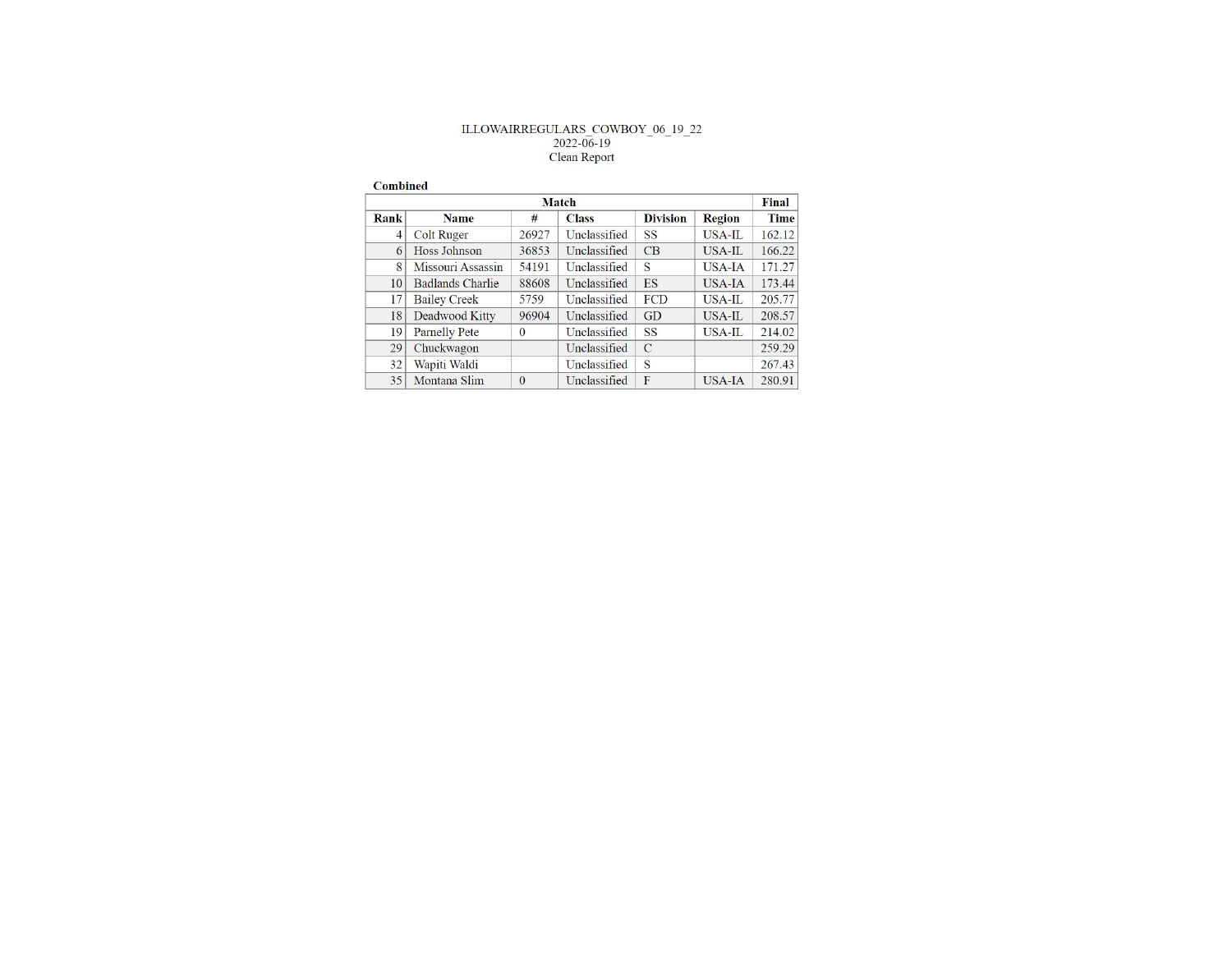ILLOWAIRREGULARS_COWBOY_06_19_22
2022-06-19
Clean Report

**Combined**

| Match | | | | | | Final |
|---|---|---|---|---|---|---|
| **Rank** | **Name** | **#** | **Class** | **Division** | **Region** | **Time** |
| 4 | Colt Ruger | 26927 | Unclassified | SS | USA-IL | 162.12 |
| 6 | Hoss Johnson | 36853 | Unclassified | CB | USA-IL | 166.22 |
| 8 | Missouri Assassin | 54191 | Unclassified | S | USA-IA | 171.27 |
| 10 | Badlands Charlie | 88608 | Unclassified | ES | USA-IA | 173.44 |
| 17 | Bailey Creek | 5759 | Unclassified | FCD | USA-IL | 205.77 |
| 18 | Deadwood Kitty | 96904 | Unclassified | GD | USA-IL | 208.57 |
| 19 | Parnelly Pete | 0 | Unclassified | SS | USA-IL | 214.02 |
| 29 | Chuckwagon | | Unclassified | C | | 259.29 |
| 32 | Wapiti Waldi | | Unclassified | S | | 267.43 |
| 35 | Montana Slim | 0 | Unclassified | F | USA-IA | 280.91 |